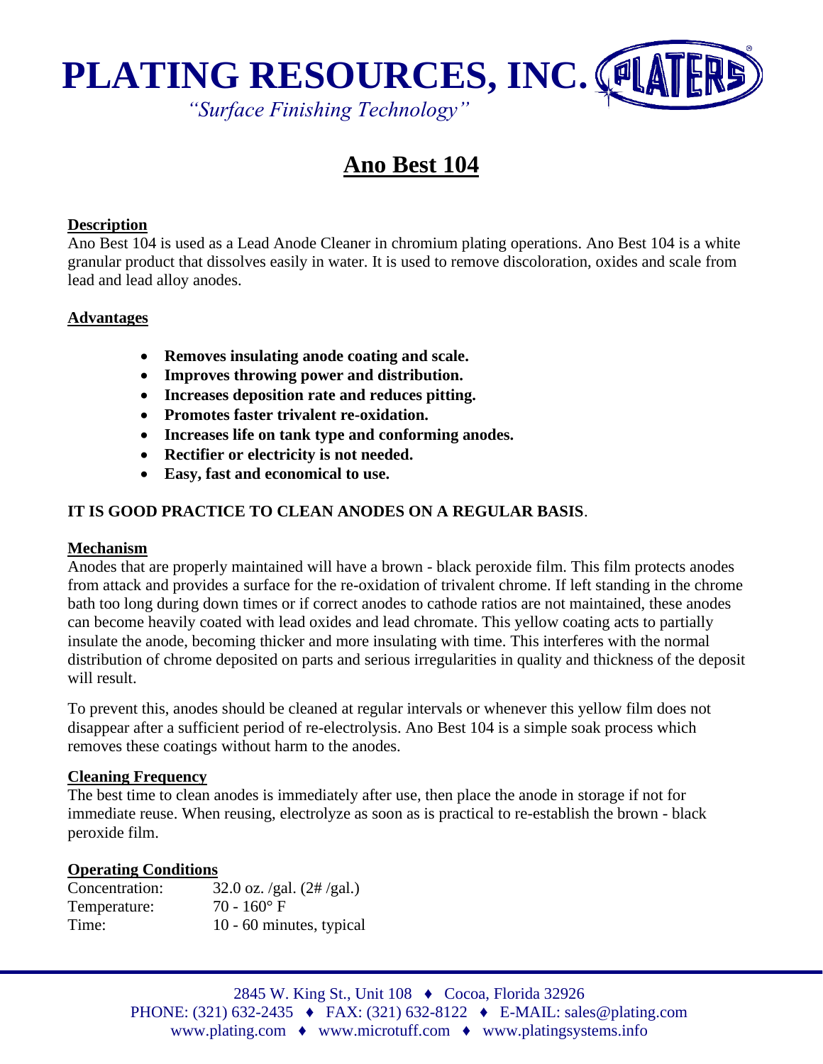# PLATING RESOURCES, INC.

*"Surface Finishing Technology"*

## Ano Best 104

### Description

Ano Best 104 is used as a Lead Anode Cleaner in chromium plating operations. Ano Best 104 is a white granular product that dissolves easily in water. It is used to remove discoloration, oxides and scale from lead and lead alloy anodes.

### Advantages

- **Removes insulating anode coating and scale.**
- **Improves throwing power and distribution.**
- **Increases deposition rate and reduces pitting.**
- **Promotes faster trivalent re-oxidation.**
- **Increases life on tank type and conforming anodes.**
- **Rectifier or electricity is not needed.**
- **Easy, fast and economical to use.**

**IT IS GOOD PRACTICE TO CLEAN ANODES ON A REGULAR BASIS**.

### Mechanism

Anodes that are properly maintained will have a brown - black peroxide film. This film protects anodes from attack and provides a surface for the re-oxidation of trivalent chrome. If left standing in the chrome bath too long during down times or if correct anodes to cathode ratios are not maintained, these anodes can become heavily coated with lead oxides and lead chromate. This yellow coating acts to partially insulate the anode, becoming thicker and more insulating with time. This interferes with the normal distribution of chrome deposited on parts and serious irregularities in quality and thickness of the deposit will result.

To prevent this, anodes should be cleaned at regular intervals or whenever this yellow film does not disappear after a sufficient period of re-electrolysis. Ano Best 104 is a simple soak process which removes these coatings without harm to the anodes.

### Cleaning Frequency

The best time to clean anodes is immediately after use, then place the anode in storage if not for immediate reuse. When reusing, electrolyze as soon as is practical to re-establish the brown - black peroxide film.

### Operating Conditions

| | |
|---|---|
| Concentration: | 32.0 oz. /gal. (2# /gal.) |
| Temperature: | 70 - 160° F |
| Time: | 10 - 60 minutes, typical |

2845 W. King St., Unit 108 ♦ Cocoa, Florida 32926
PHONE: (321) 632-2435 ♦ FAX: (321) 632-8122 ♦ E-MAIL: sales@plating.com
www.plating.com ♦ www.microtuff.com ♦ www.platingsystems.info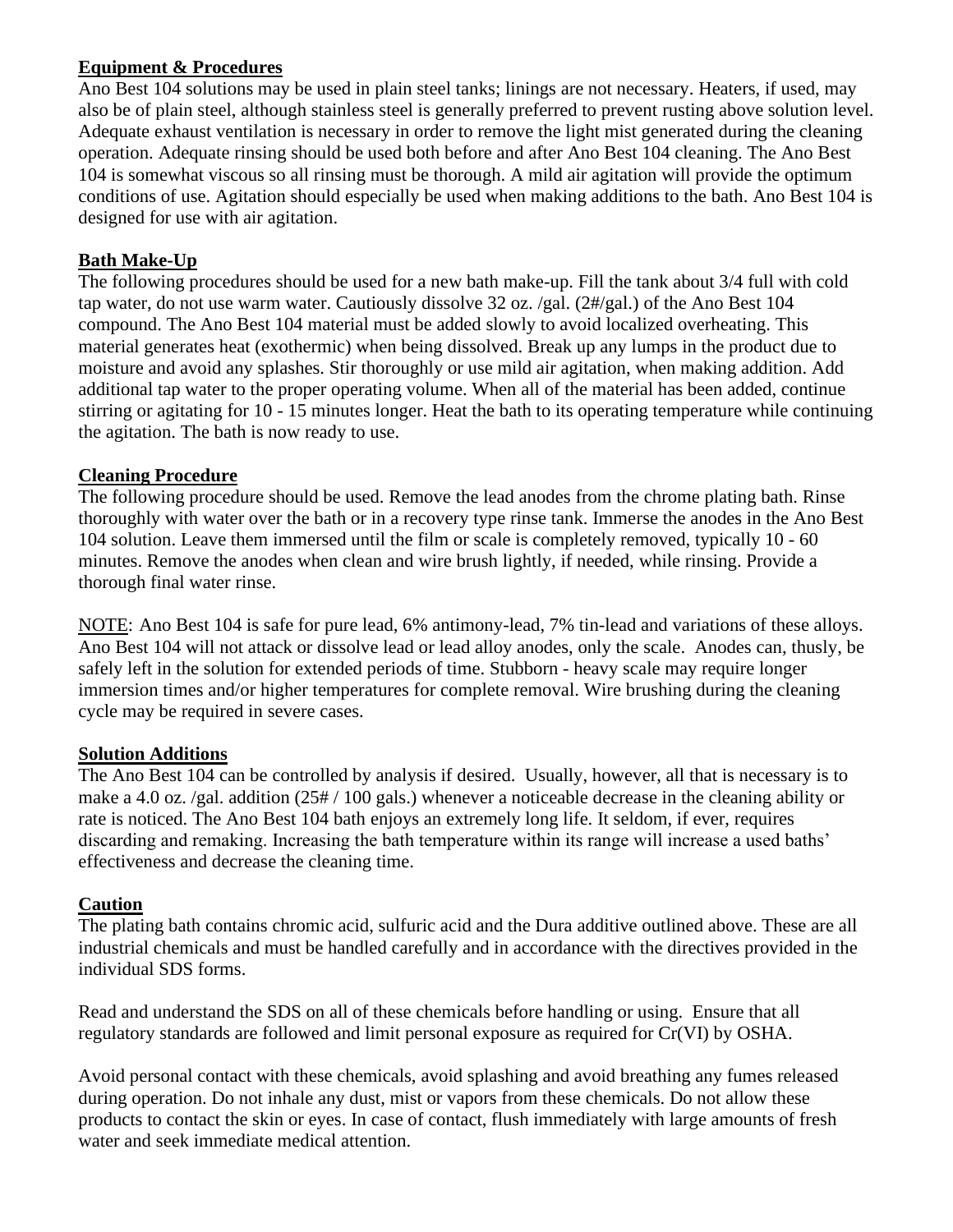## Equipment & Procedures

Ano Best 104 solutions may be used in plain steel tanks; linings are not necessary. Heaters, if used, may also be of plain steel, although stainless steel is generally preferred to prevent rusting above solution level. Adequate exhaust ventilation is necessary in order to remove the light mist generated during the cleaning operation. Adequate rinsing should be used both before and after Ano Best 104 cleaning. The Ano Best 104 is somewhat viscous so all rinsing must be thorough. A mild air agitation will provide the optimum conditions of use. Agitation should especially be used when making additions to the bath. Ano Best 104 is designed for use with air agitation.

## Bath Make-Up

The following procedures should be used for a new bath make-up. Fill the tank about 3/4 full with cold tap water, do not use warm water. Cautiously dissolve 32 oz. /gal. (2#/gal.) of the Ano Best 104 compound. The Ano Best 104 material must be added slowly to avoid localized overheating. This material generates heat (exothermic) when being dissolved. Break up any lumps in the product due to moisture and avoid any splashes. Stir thoroughly or use mild air agitation, when making addition. Add additional tap water to the proper operating volume. When all of the material has been added, continue stirring or agitating for 10 - 15 minutes longer. Heat the bath to its operating temperature while continuing the agitation. The bath is now ready to use.

## Cleaning Procedure

The following procedure should be used. Remove the lead anodes from the chrome plating bath. Rinse thoroughly with water over the bath or in a recovery type rinse tank. Immerse the anodes in the Ano Best 104 solution. Leave them immersed until the film or scale is completely removed, typically 10 - 60 minutes. Remove the anodes when clean and wire brush lightly, if needed, while rinsing. Provide a thorough final water rinse.

NOTE: Ano Best 104 is safe for pure lead, 6% antimony-lead, 7% tin-lead and variations of these alloys. Ano Best 104 will not attack or dissolve lead or lead alloy anodes, only the scale. Anodes can, thusly, be safely left in the solution for extended periods of time. Stubborn - heavy scale may require longer immersion times and/or higher temperatures for complete removal. Wire brushing during the cleaning cycle may be required in severe cases.

## Solution Additions

The Ano Best 104 can be controlled by analysis if desired. Usually, however, all that is necessary is to make a 4.0 oz. /gal. addition (25# / 100 gals.) whenever a noticeable decrease in the cleaning ability or rate is noticed. The Ano Best 104 bath enjoys an extremely long life. It seldom, if ever, requires discarding and remaking. Increasing the bath temperature within its range will increase a used baths' effectiveness and decrease the cleaning time.

## Caution

The plating bath contains chromic acid, sulfuric acid and the Dura additive outlined above. These are all industrial chemicals and must be handled carefully and in accordance with the directives provided in the individual SDS forms.

Read and understand the SDS on all of these chemicals before handling or using. Ensure that all regulatory standards are followed and limit personal exposure as required for Cr(VI) by OSHA.

Avoid personal contact with these chemicals, avoid splashing and avoid breathing any fumes released during operation. Do not inhale any dust, mist or vapors from these chemicals. Do not allow these products to contact the skin or eyes. In case of contact, flush immediately with large amounts of fresh water and seek immediate medical attention.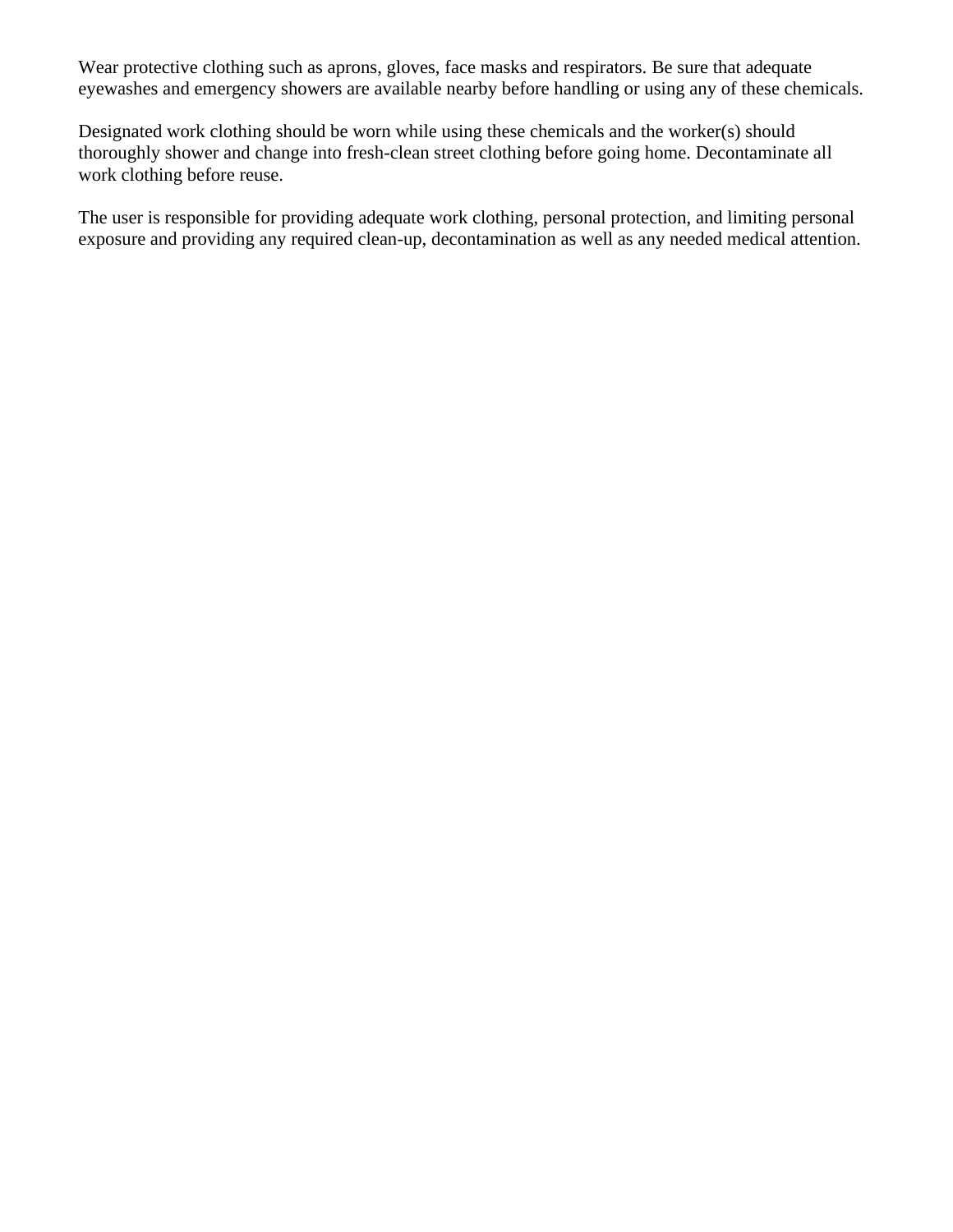Wear protective clothing such as aprons, gloves, face masks and respirators. Be sure that adequate eyewashes and emergency showers are available nearby before handling or using any of these chemicals.

Designated work clothing should be worn while using these chemicals and the worker(s) should thoroughly shower and change into fresh-clean street clothing before going home. Decontaminate all work clothing before reuse.

The user is responsible for providing adequate work clothing, personal protection, and limiting personal exposure and providing any required clean-up, decontamination as well as any needed medical attention.